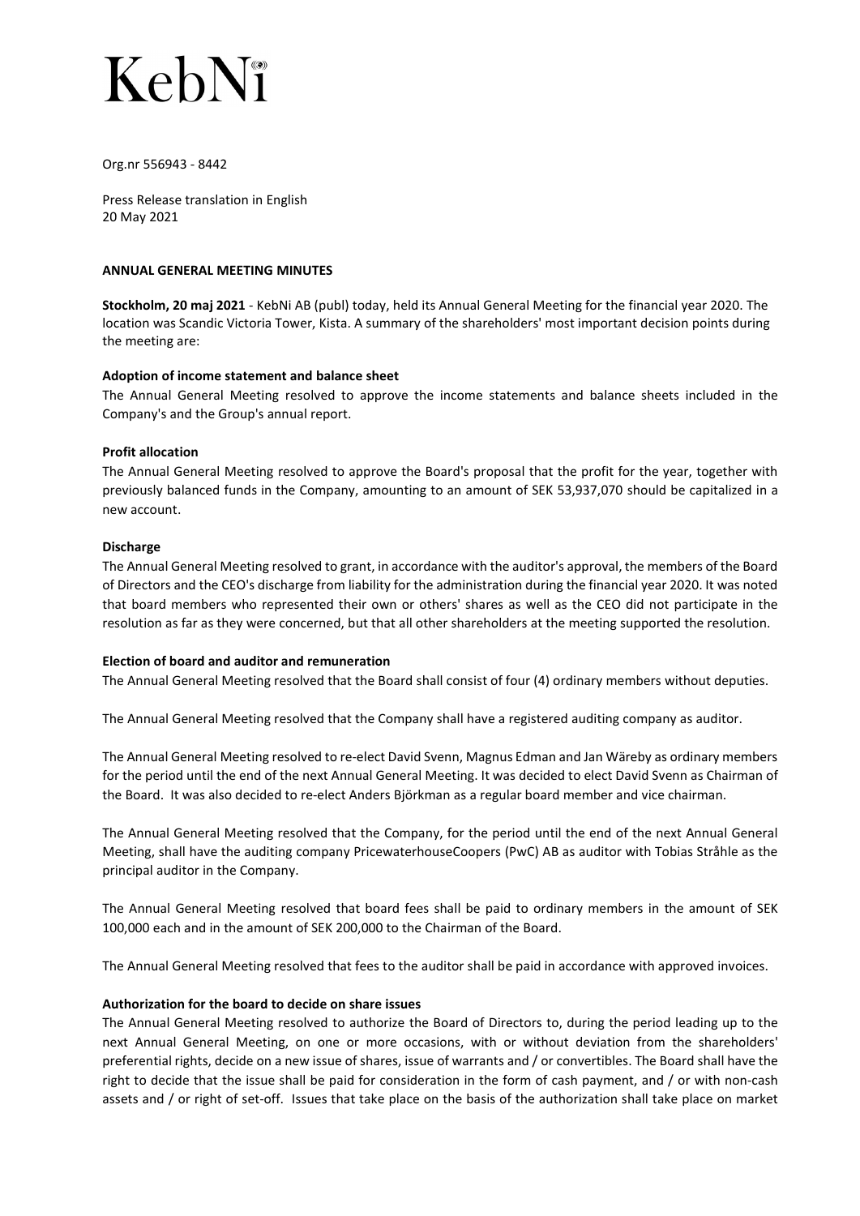# KebNi

Org.nr 556943 - 8442

Press Release translation in English
20 May 2021

**ANNUAL GENERAL MEETING MINUTES**

**Stockholm, 20 maj 2021** - KebNi AB (publ) today, held its Annual General Meeting for the financial year 2020. The location was Scandic Victoria Tower, Kista. A summary of the shareholders' most important decision points during the meeting are:

**Adoption of income statement and balance sheet**

The Annual General Meeting resolved to approve the income statements and balance sheets included in the Company's and the Group's annual report.

**Profit allocation**

The Annual General Meeting resolved to approve the Board's proposal that the profit for the year, together with previously balanced funds in the Company, amounting to an amount of SEK 53,937,070 should be capitalized in a new account.

**Discharge**

The Annual General Meeting resolved to grant, in accordance with the auditor's approval, the members of the Board of Directors and the CEO's discharge from liability for the administration during the financial year 2020. It was noted that board members who represented their own or others' shares as well as the CEO did not participate in the resolution as far as they were concerned, but that all other shareholders at the meeting supported the resolution.

**Election of board and auditor and remuneration**

The Annual General Meeting resolved that the Board shall consist of four (4) ordinary members without deputies.

The Annual General Meeting resolved that the Company shall have a registered auditing company as auditor.

The Annual General Meeting resolved to re-elect David Svenn, Magnus Edman and Jan Wäreby as ordinary members for the period until the end of the next Annual General Meeting. It was decided to elect David Svenn as Chairman of the Board. It was also decided to re-elect Anders Björkman as a regular board member and vice chairman.

The Annual General Meeting resolved that the Company, for the period until the end of the next Annual General Meeting, shall have the auditing company PricewaterhouseCoopers (PwC) AB as auditor with Tobias Stråhle as the principal auditor in the Company.

The Annual General Meeting resolved that board fees shall be paid to ordinary members in the amount of SEK 100,000 each and in the amount of SEK 200,000 to the Chairman of the Board.

The Annual General Meeting resolved that fees to the auditor shall be paid in accordance with approved invoices.

**Authorization for the board to decide on share issues**

The Annual General Meeting resolved to authorize the Board of Directors to, during the period leading up to the next Annual General Meeting, on one or more occasions, with or without deviation from the shareholders' preferential rights, decide on a new issue of shares, issue of warrants and / or convertibles. The Board shall have the right to decide that the issue shall be paid for consideration in the form of cash payment, and / or with non-cash assets and / or right of set-off. Issues that take place on the basis of the authorization shall take place on market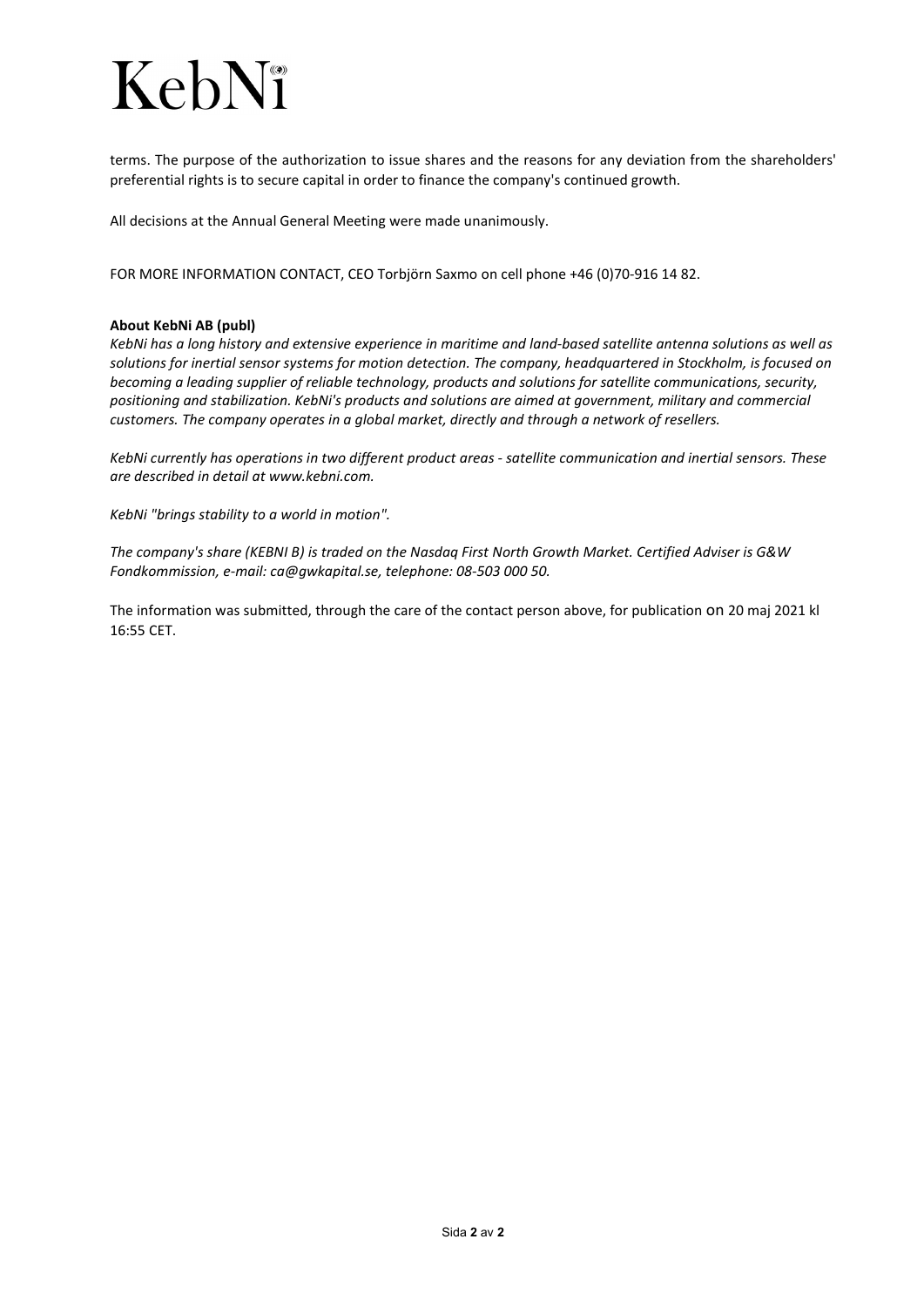terms. The purpose of the authorization to issue shares and the reasons for any deviation from the shareholders' preferential rights is to secure capital in order to finance the company's continued growth.

All decisions at the Annual General Meeting were made unanimously.

FOR MORE INFORMATION CONTACT, CEO Torbjörn Saxmo on cell phone +46 (0)70-916 14 82.

**About KebNi AB (publ)**
*KebNi has a long history and extensive experience in maritime and land-based satellite antenna solutions as well as solutions for inertial sensor systems for motion detection. The company, headquartered in Stockholm, is focused on becoming a leading supplier of reliable technology, products and solutions for satellite communications, security, positioning and stabilization. KebNi's products and solutions are aimed at government, military and commercial customers. The company operates in a global market, directly and through a network of resellers.*

*KebNi currently has operations in two different product areas - satellite communication and inertial sensors. These are described in detail at www.kebni.com.*

*KebNi "brings stability to a world in motion".*

*The company's share (KEBNI B) is traded on the Nasdaq First North Growth Market. Certified Adviser is G&W Fondkommission, e-mail: ca@gwkapital.se, telephone: 08-503 000 50.*

The information was submitted, through the care of the contact person above, for publication on 20 maj 2021 kl 16:55 CET.